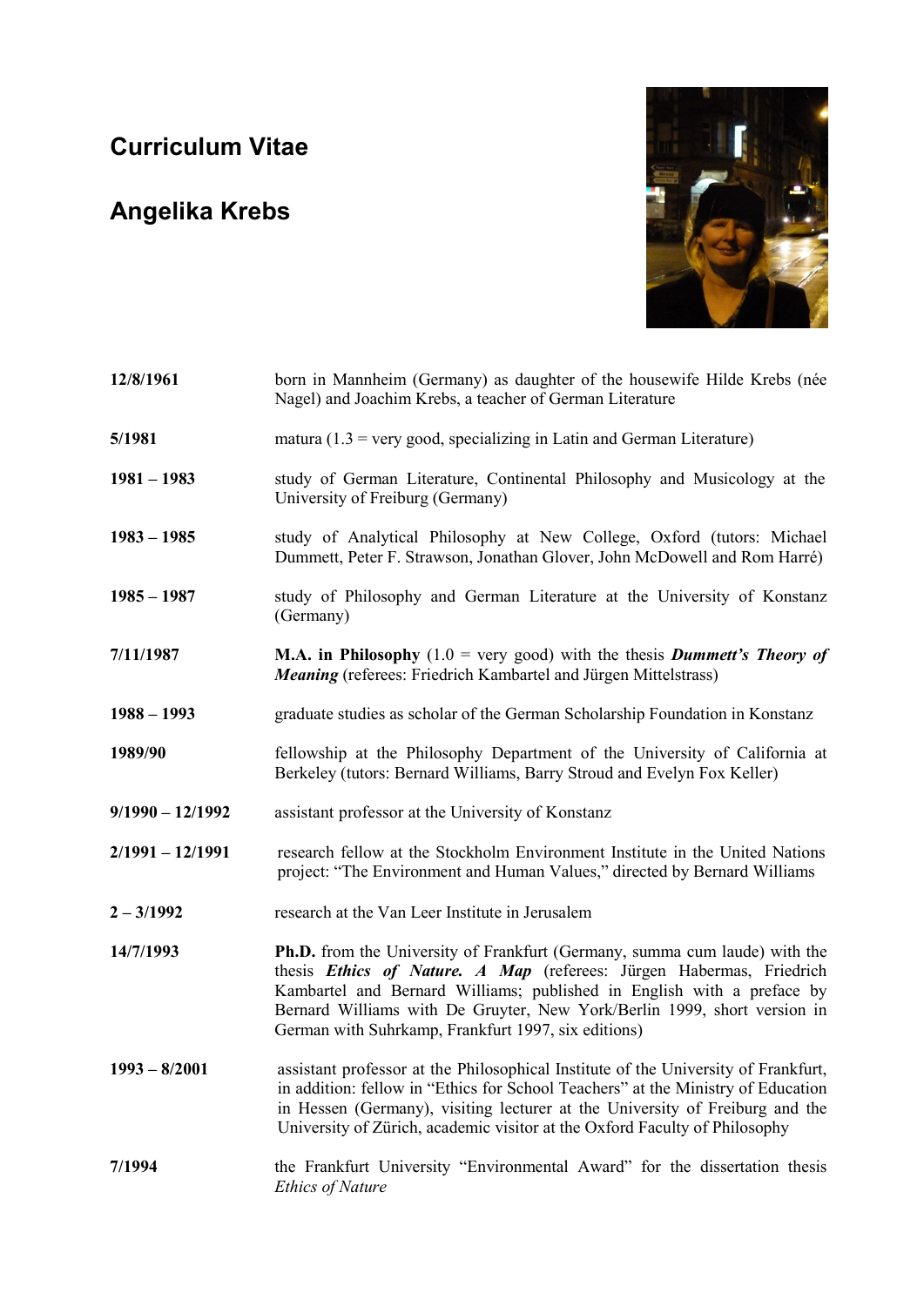# Curriculum Vitae

# Angelika Krebs

| | |
|---|---|
| **12/8/1961** | born in Mannheim (Germany) as daughter of the housewife Hilde Krebs (née Nagel) and Joachim Krebs, a teacher of German Literature |
| **5/1981** | matura (1.3 = very good, specializing in Latin and German Literature) |
| **1981 – 1983** | study of German Literature, Continental Philosophy and Musicology at the University of Freiburg (Germany) |
| **1983 – 1985** | study of Analytical Philosophy at New College, Oxford (tutors: Michael Dummett, Peter F. Strawson, Jonathan Glover, John McDowell and Rom Harré) |
| **1985 – 1987** | study of Philosophy and German Literature at the University of Konstanz (Germany) |
| **7/11/1987** | **M.A. in Philosophy** (1.0 = very good) with the thesis ***Dummett's Theory of Meaning*** (referees: Friedrich Kambartel and Jürgen Mittelstrass) |
| **1988 – 1993** | graduate studies as scholar of the German Scholarship Foundation in Konstanz |
| **1989/90** | fellowship at the Philosophy Department of the University of California at Berkeley (tutors: Bernard Williams, Barry Stroud and Evelyn Fox Keller) |
| **9/1990 – 12/1992** | assistant professor at the University of Konstanz |
| **2/1991 – 12/1991** | research fellow at the Stockholm Environment Institute in the United Nations project: "The Environment and Human Values," directed by Bernard Williams |
| **2 – 3/1992** | research at the Van Leer Institute in Jerusalem |
| **14/7/1993** | **Ph.D.** from the University of Frankfurt (Germany, summa cum laude) with the thesis ***Ethics of Nature. A Map*** (referees: Jürgen Habermas, Friedrich Kambartel and Bernard Williams; published in English with a preface by Bernard Williams with De Gruyter, New York/Berlin 1999, short version in German with Suhrkamp, Frankfurt 1997, six editions) |
| **1993 – 8/2001** | assistant professor at the Philosophical Institute of the University of Frankfurt, in addition: fellow in "Ethics for School Teachers" at the Ministry of Education in Hessen (Germany), visiting lecturer at the University of Freiburg and the University of Zürich, academic visitor at the Oxford Faculty of Philosophy |
| **7/1994** | the Frankfurt University "Environmental Award" for the dissertation thesis *Ethics of Nature* |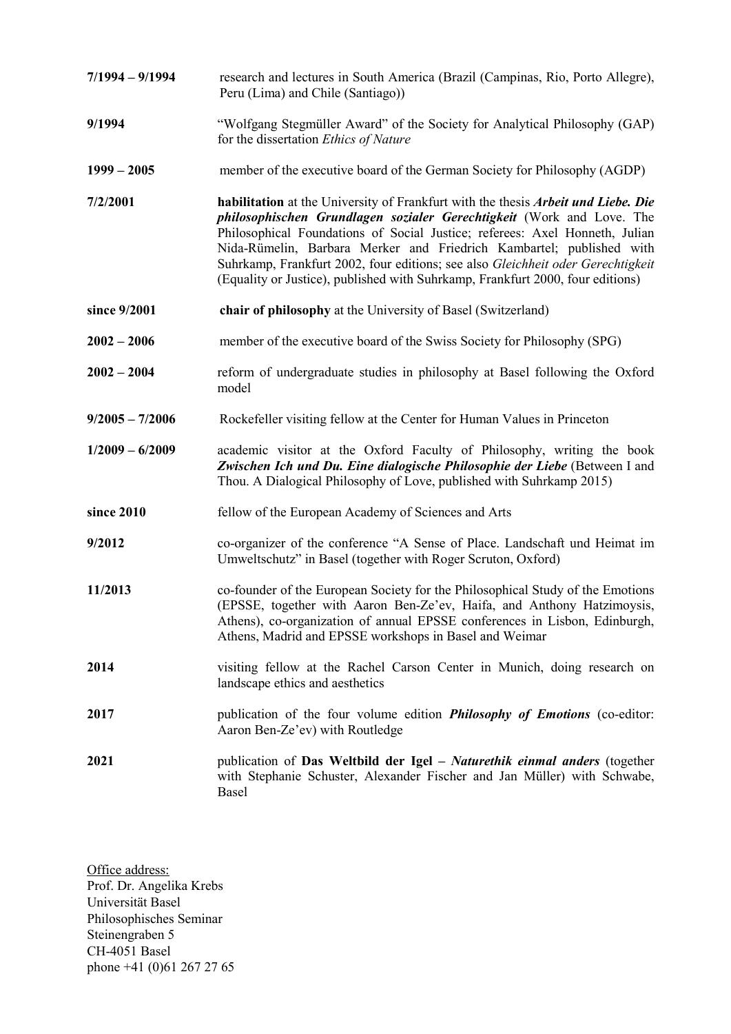**7/1994 – 9/1994** research and lectures in South America (Brazil (Campinas, Rio, Porto Allegre), Peru (Lima) and Chile (Santiago))

**9/1994** "Wolfgang Stegmüller Award" of the Society for Analytical Philosophy (GAP) for the dissertation *Ethics of Nature*

**1999 – 2005** member of the executive board of the German Society for Philosophy (AGDP)

**7/2/2001** **habilitation** at the University of Frankfurt with the thesis ***Arbeit und Liebe. Die philosophischen Grundlagen sozialer Gerechtigkeit*** (Work and Love. The Philosophical Foundations of Social Justice; referees: Axel Honneth, Julian Nida-Rümelin, Barbara Merker and Friedrich Kambartel; published with Suhrkamp, Frankfurt 2002, four editions; see also *Gleichheit oder Gerechtigkeit* (Equality or Justice), published with Suhrkamp, Frankfurt 2000, four editions)

**since 9/2001** **chair of philosophy** at the University of Basel (Switzerland)

**2002 – 2006** member of the executive board of the Swiss Society for Philosophy (SPG)

**2002 – 2004** reform of undergraduate studies in philosophy at Basel following the Oxford model

**9/2005 – 7/2006** Rockefeller visiting fellow at the Center for Human Values in Princeton

**1/2009 – 6/2009** academic visitor at the Oxford Faculty of Philosophy, writing the book ***Zwischen Ich und Du. Eine dialogische Philosophie der Liebe*** (Between I and Thou. A Dialogical Philosophy of Love, published with Suhrkamp 2015)

**since 2010** fellow of the European Academy of Sciences and Arts

**9/2012** co-organizer of the conference "A Sense of Place. Landschaft und Heimat im Umweltschutz" in Basel (together with Roger Scruton, Oxford)

**11/2013** co-founder of the European Society for the Philosophical Study of the Emotions (EPSSE, together with Aaron Ben-Ze'ev, Haifa, and Anthony Hatzimoysis, Athens), co-organization of annual EPSSE conferences in Lisbon, Edinburgh, Athens, Madrid and EPSSE workshops in Basel and Weimar

**2014** visiting fellow at the Rachel Carson Center in Munich, doing research on landscape ethics and aesthetics

**2017** publication of the four volume edition ***Philosophy of Emotions*** (co-editor: Aaron Ben-Ze'ev) with Routledge

**2021** publication of **Das Weltbild der Igel –** ***Naturethik einmal anders*** (together with Stephanie Schuster, Alexander Fischer and Jan Müller) with Schwabe, Basel

Office address:
Prof. Dr. Angelika Krebs
Universität Basel
Philosophisches Seminar
Steinengraben 5
CH-4051 Basel
phone +41 (0)61 267 27 65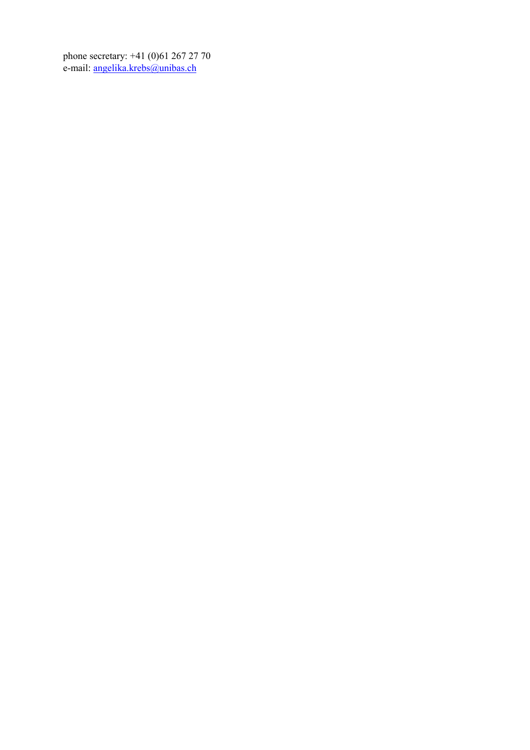phone secretary: +41 (0)61 267 27 70
e-mail: angelika.krebs@unibas.ch